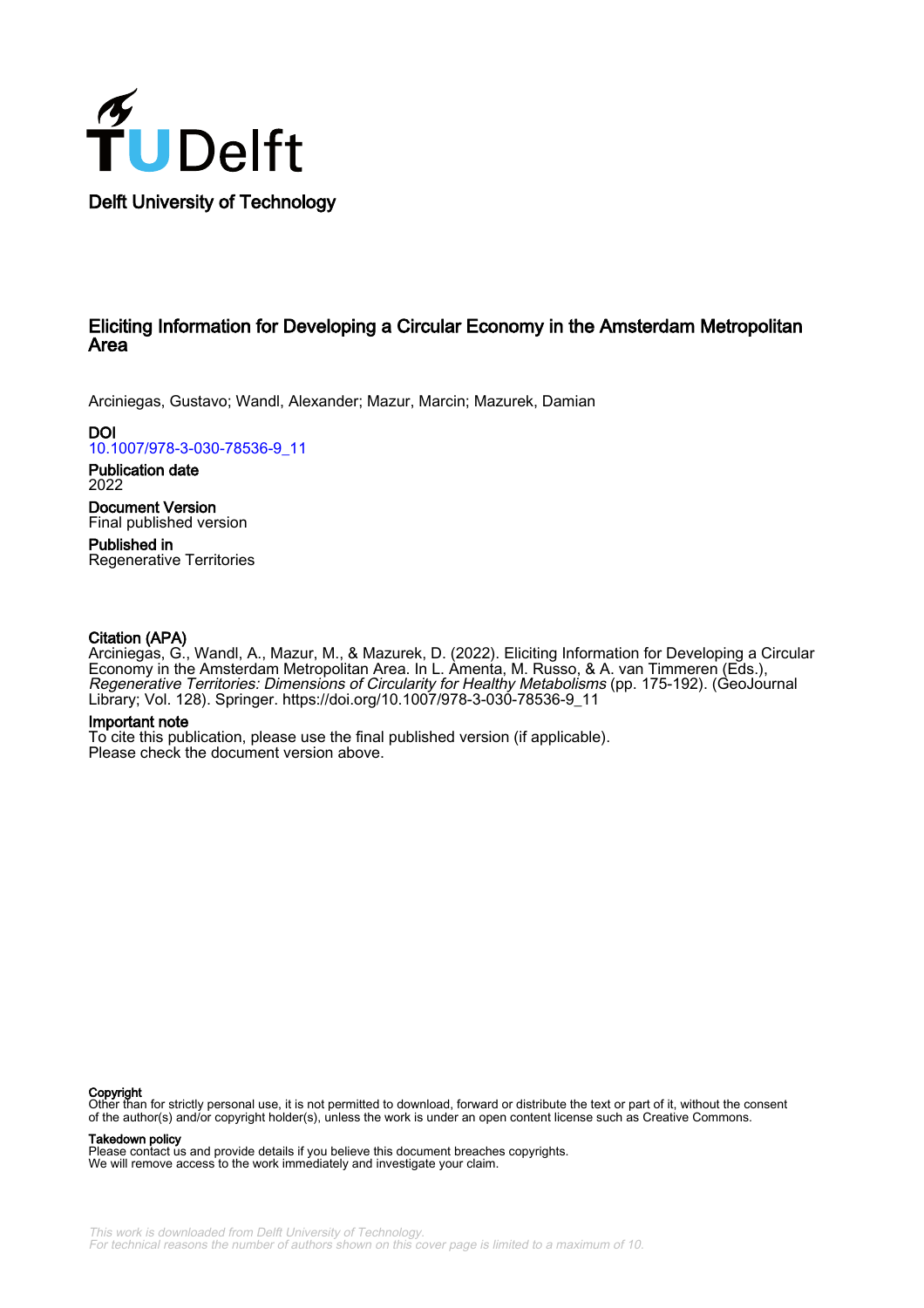Delft University of Technology

# Eliciting Information for Developing a Circular Economy in the Amsterdam Metropolitan Area

Arciniegas, Gustavo; Wandl, Alexander; Mazur, Marcin; Mazurek, Damian

**DOI**
10.1007/978-3-030-78536-9_11

**Publication date**
2022

**Document Version**
Final published version

**Published in**
Regenerative Territories

**Citation (APA)**
Arciniegas, G., Wandl, A., Mazur, M., & Mazurek, D. (2022). Eliciting Information for Developing a Circular Economy in the Amsterdam Metropolitan Area. In L. Amenta, M. Russo, & A. van Timmeren (Eds.), *Regenerative Territories: Dimensions of Circularity for Healthy Metabolisms* (pp. 175-192). (GeoJournal Library; Vol. 128). Springer. https://doi.org/10.1007/978-3-030-78536-9_11

**Important note**
To cite this publication, please use the final published version (if applicable).
Please check the document version above.

**Copyright**
Other than for strictly personal use, it is not permitted to download, forward or distribute the text or part of it, without the consent of the author(s) and/or copyright holder(s), unless the work is under an open content license such as Creative Commons.

**Takedown policy**
Please contact us and provide details if you believe this document breaches copyrights.
We will remove access to the work immediately and investigate your claim.

*This work is downloaded from Delft University of Technology.*
*For technical reasons the number of authors shown on this cover page is limited to a maximum of 10.*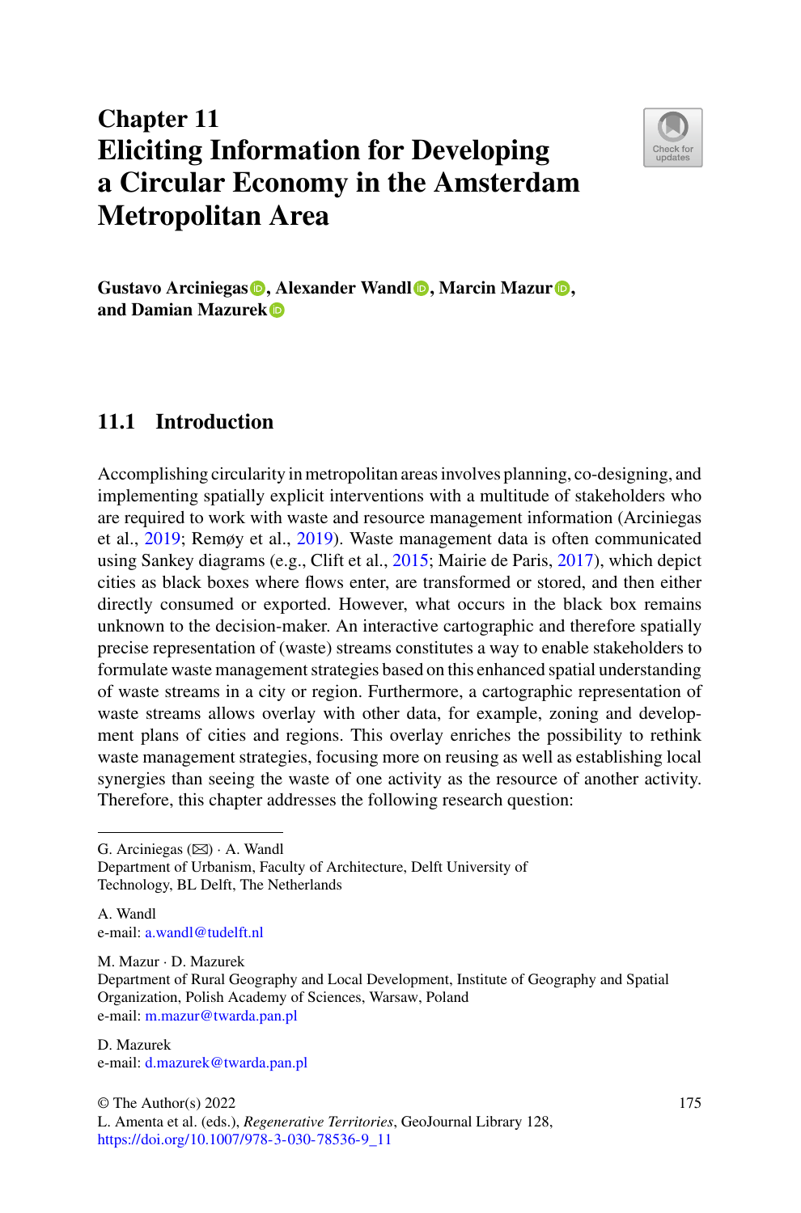# Chapter 11
# Eliciting Information for Developing a Circular Economy in the Amsterdam Metropolitan Area

**Gustavo Arciniegas, Alexander Wandl, Marcin Mazur, and Damian Mazurek**

## 11.1 Introduction

Accomplishing circularity in metropolitan areas involves planning, co-designing, and implementing spatially explicit interventions with a multitude of stakeholders who are required to work with waste and resource management information (Arciniegas et al., 2019; Remøy et al., 2019). Waste management data is often communicated using Sankey diagrams (e.g., Clift et al., 2015; Mairie de Paris, 2017), which depict cities as black boxes where flows enter, are transformed or stored, and then either directly consumed or exported. However, what occurs in the black box remains unknown to the decision-maker. An interactive cartographic and therefore spatially precise representation of (waste) streams constitutes a way to enable stakeholders to formulate waste management strategies based on this enhanced spatial understanding of waste streams in a city or region. Furthermore, a cartographic representation of waste streams allows overlay with other data, for example, zoning and development plans of cities and regions. This overlay enriches the possibility to rethink waste management strategies, focusing more on reusing as well as establishing local synergies than seeing the waste of one activity as the resource of another activity. Therefore, this chapter addresses the following research question:

---

G. Arciniegas (✉) · A. Wandl
Department of Urbanism, Faculty of Architecture, Delft University of Technology, BL Delft, The Netherlands

A. Wandl
e-mail: a.wandl@tudelft.nl

M. Mazur · D. Mazurek
Department of Rural Geography and Local Development, Institute of Geography and Spatial Organization, Polish Academy of Sciences, Warsaw, Poland
e-mail: m.mazur@twarda.pan.pl

D. Mazurek
e-mail: d.mazurek@twarda.pan.pl

© The Author(s) 2022
L. Amenta et al. (eds.), *Regenerative Territories*, GeoJournal Library 128,
https://doi.org/10.1007/978-3-030-78536-9_11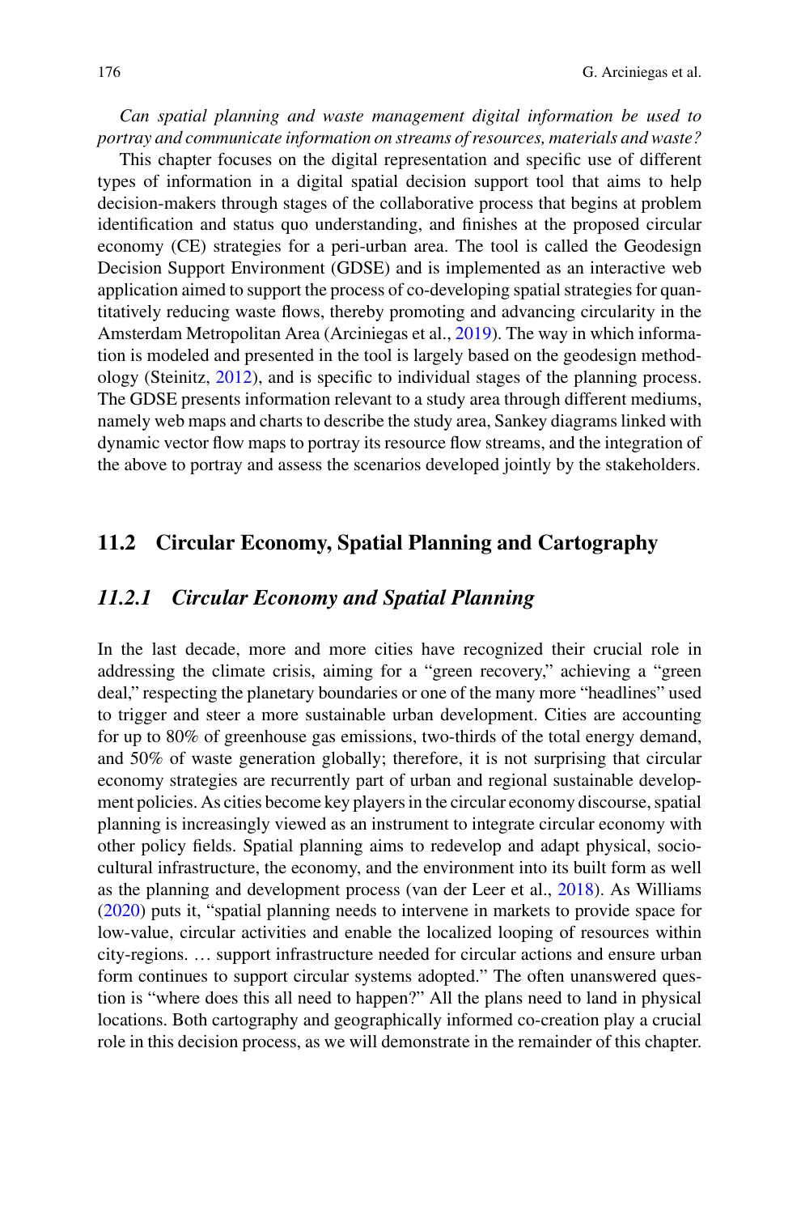*Can spatial planning and waste management digital information be used to portray and communicate information on streams of resources, materials and waste?*

This chapter focuses on the digital representation and specific use of different types of information in a digital spatial decision support tool that aims to help decision-makers through stages of the collaborative process that begins at problem identification and status quo understanding, and finishes at the proposed circular economy (CE) strategies for a peri-urban area. The tool is called the Geodesign Decision Support Environment (GDSE) and is implemented as an interactive web application aimed to support the process of co-developing spatial strategies for quantitatively reducing waste flows, thereby promoting and advancing circularity in the Amsterdam Metropolitan Area (Arciniegas et al., 2019). The way in which information is modeled and presented in the tool is largely based on the geodesign methodology (Steinitz, 2012), and is specific to individual stages of the planning process. The GDSE presents information relevant to a study area through different mediums, namely web maps and charts to describe the study area, Sankey diagrams linked with dynamic vector flow maps to portray its resource flow streams, and the integration of the above to portray and assess the scenarios developed jointly by the stakeholders.

## 11.2 Circular Economy, Spatial Planning and Cartography

### *11.2.1 Circular Economy and Spatial Planning*

In the last decade, more and more cities have recognized their crucial role in addressing the climate crisis, aiming for a "green recovery," achieving a "green deal," respecting the planetary boundaries or one of the many more "headlines" used to trigger and steer a more sustainable urban development. Cities are accounting for up to 80% of greenhouse gas emissions, two-thirds of the total energy demand, and 50% of waste generation globally; therefore, it is not surprising that circular economy strategies are recurrently part of urban and regional sustainable development policies. As cities become key players in the circular economy discourse, spatial planning is increasingly viewed as an instrument to integrate circular economy with other policy fields. Spatial planning aims to redevelop and adapt physical, socio-cultural infrastructure, the economy, and the environment into its built form as well as the planning and development process (van der Leer et al., 2018). As Williams (2020) puts it, "spatial planning needs to intervene in markets to provide space for low-value, circular activities and enable the localized looping of resources within city-regions. … support infrastructure needed for circular actions and ensure urban form continues to support circular systems adopted." The often unanswered question is "where does this all need to happen?" All the plans need to land in physical locations. Both cartography and geographically informed co-creation play a crucial role in this decision process, as we will demonstrate in the remainder of this chapter.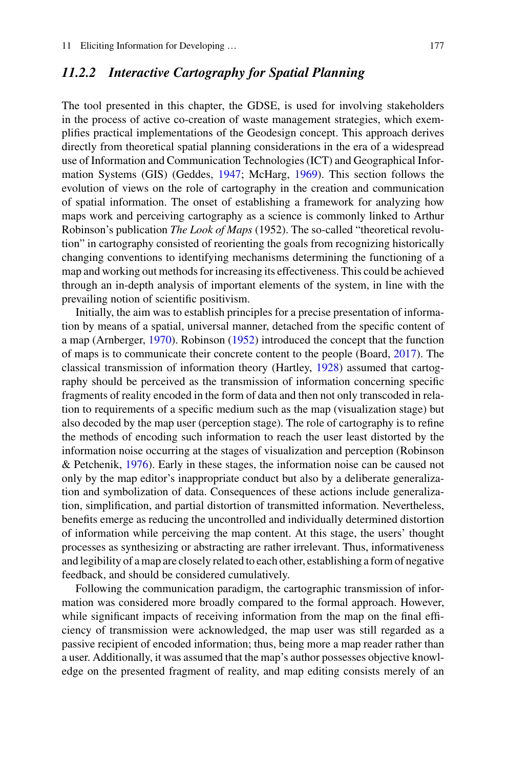### *11.2.2 Interactive Cartography for Spatial Planning*

The tool presented in this chapter, the GDSE, is used for involving stakeholders in the process of active co-creation of waste management strategies, which exemplifies practical implementations of the Geodesign concept. This approach derives directly from theoretical spatial planning considerations in the era of a widespread use of Information and Communication Technologies (ICT) and Geographical Information Systems (GIS) (Geddes, 1947; McHarg, 1969). This section follows the evolution of views on the role of cartography in the creation and communication of spatial information. The onset of establishing a framework for analyzing how maps work and perceiving cartography as a science is commonly linked to Arthur Robinson's publication *The Look of Maps* (1952). The so-called "theoretical revolution" in cartography consisted of reorienting the goals from recognizing historically changing conventions to identifying mechanisms determining the functioning of a map and working out methods for increasing its effectiveness. This could be achieved through an in-depth analysis of important elements of the system, in line with the prevailing notion of scientific positivism.

Initially, the aim was to establish principles for a precise presentation of information by means of a spatial, universal manner, detached from the specific content of a map (Arnberger, 1970). Robinson (1952) introduced the concept that the function of maps is to communicate their concrete content to the people (Board, 2017). The classical transmission of information theory (Hartley, 1928) assumed that cartography should be perceived as the transmission of information concerning specific fragments of reality encoded in the form of data and then not only transcoded in relation to requirements of a specific medium such as the map (visualization stage) but also decoded by the map user (perception stage). The role of cartography is to refine the methods of encoding such information to reach the user least distorted by the information noise occurring at the stages of visualization and perception (Robinson & Petchenik, 1976). Early in these stages, the information noise can be caused not only by the map editor's inappropriate conduct but also by a deliberate generalization and symbolization of data. Consequences of these actions include generalization, simplification, and partial distortion of transmitted information. Nevertheless, benefits emerge as reducing the uncontrolled and individually determined distortion of information while perceiving the map content. At this stage, the users' thought processes as synthesizing or abstracting are rather irrelevant. Thus, informativeness and legibility of a map are closely related to each other, establishing a form of negative feedback, and should be considered cumulatively.

Following the communication paradigm, the cartographic transmission of information was considered more broadly compared to the formal approach. However, while significant impacts of receiving information from the map on the final efficiency of transmission were acknowledged, the map user was still regarded as a passive recipient of encoded information; thus, being more a map reader rather than a user. Additionally, it was assumed that the map's author possesses objective knowledge on the presented fragment of reality, and map editing consists merely of an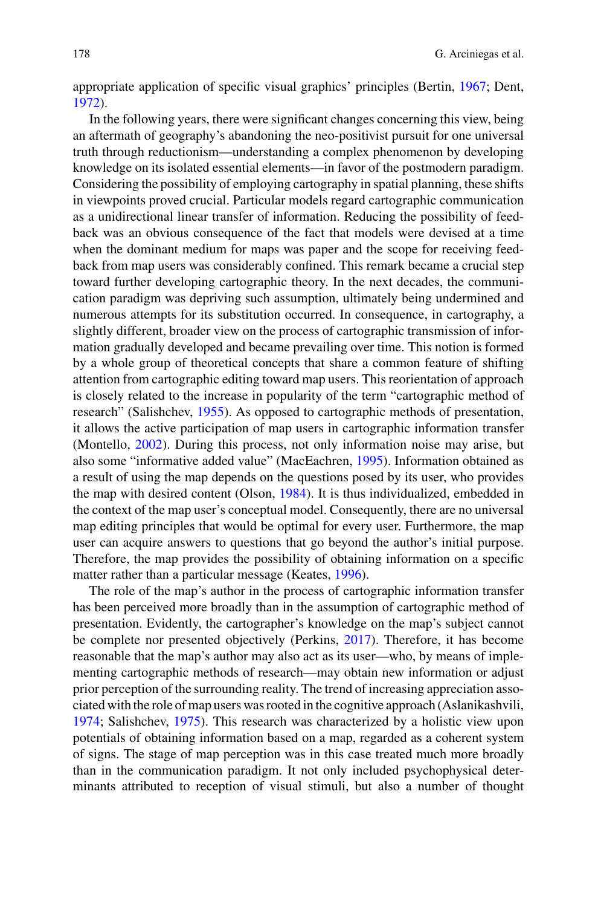appropriate application of specific visual graphics' principles (Bertin, 1967; Dent, 1972).

In the following years, there were significant changes concerning this view, being an aftermath of geography's abandoning the neo-positivist pursuit for one universal truth through reductionism—understanding a complex phenomenon by developing knowledge on its isolated essential elements—in favor of the postmodern paradigm. Considering the possibility of employing cartography in spatial planning, these shifts in viewpoints proved crucial. Particular models regard cartographic communication as a unidirectional linear transfer of information. Reducing the possibility of feedback was an obvious consequence of the fact that models were devised at a time when the dominant medium for maps was paper and the scope for receiving feedback from map users was considerably confined. This remark became a crucial step toward further developing cartographic theory. In the next decades, the communication paradigm was depriving such assumption, ultimately being undermined and numerous attempts for its substitution occurred. In consequence, in cartography, a slightly different, broader view on the process of cartographic transmission of information gradually developed and became prevailing over time. This notion is formed by a whole group of theoretical concepts that share a common feature of shifting attention from cartographic editing toward map users. This reorientation of approach is closely related to the increase in popularity of the term "cartographic method of research" (Salishchev, 1955). As opposed to cartographic methods of presentation, it allows the active participation of map users in cartographic information transfer (Montello, 2002). During this process, not only information noise may arise, but also some "informative added value" (MacEachren, 1995). Information obtained as a result of using the map depends on the questions posed by its user, who provides the map with desired content (Olson, 1984). It is thus individualized, embedded in the context of the map user's conceptual model. Consequently, there are no universal map editing principles that would be optimal for every user. Furthermore, the map user can acquire answers to questions that go beyond the author's initial purpose. Therefore, the map provides the possibility of obtaining information on a specific matter rather than a particular message (Keates, 1996).

The role of the map's author in the process of cartographic information transfer has been perceived more broadly than in the assumption of cartographic method of presentation. Evidently, the cartographer's knowledge on the map's subject cannot be complete nor presented objectively (Perkins, 2017). Therefore, it has become reasonable that the map's author may also act as its user—who, by means of implementing cartographic methods of research—may obtain new information or adjust prior perception of the surrounding reality. The trend of increasing appreciation associated with the role of map users was rooted in the cognitive approach (Aslanikashvili, 1974; Salishchev, 1975). This research was characterized by a holistic view upon potentials of obtaining information based on a map, regarded as a coherent system of signs. The stage of map perception was in this case treated much more broadly than in the communication paradigm. It not only included psychophysical determinants attributed to reception of visual stimuli, but also a number of thought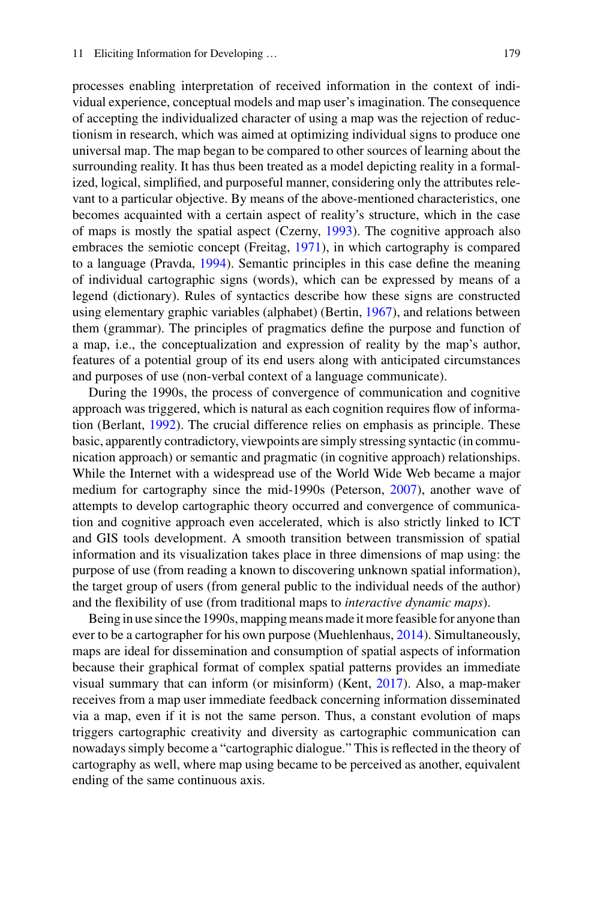processes enabling interpretation of received information in the context of individual experience, conceptual models and map user's imagination. The consequence of accepting the individualized character of using a map was the rejection of reductionism in research, which was aimed at optimizing individual signs to produce one universal map. The map began to be compared to other sources of learning about the surrounding reality. It has thus been treated as a model depicting reality in a formalized, logical, simplified, and purposeful manner, considering only the attributes relevant to a particular objective. By means of the above-mentioned characteristics, one becomes acquainted with a certain aspect of reality's structure, which in the case of maps is mostly the spatial aspect (Czerny, 1993). The cognitive approach also embraces the semiotic concept (Freitag, 1971), in which cartography is compared to a language (Pravda, 1994). Semantic principles in this case define the meaning of individual cartographic signs (words), which can be expressed by means of a legend (dictionary). Rules of syntactics describe how these signs are constructed using elementary graphic variables (alphabet) (Bertin, 1967), and relations between them (grammar). The principles of pragmatics define the purpose and function of a map, i.e., the conceptualization and expression of reality by the map's author, features of a potential group of its end users along with anticipated circumstances and purposes of use (non-verbal context of a language communicate).

During the 1990s, the process of convergence of communication and cognitive approach was triggered, which is natural as each cognition requires flow of information (Berlant, 1992). The crucial difference relies on emphasis as principle. These basic, apparently contradictory, viewpoints are simply stressing syntactic (in communication approach) or semantic and pragmatic (in cognitive approach) relationships. While the Internet with a widespread use of the World Wide Web became a major medium for cartography since the mid-1990s (Peterson, 2007), another wave of attempts to develop cartographic theory occurred and convergence of communication and cognitive approach even accelerated, which is also strictly linked to ICT and GIS tools development. A smooth transition between transmission of spatial information and its visualization takes place in three dimensions of map using: the purpose of use (from reading a known to discovering unknown spatial information), the target group of users (from general public to the individual needs of the author) and the flexibility of use (from traditional maps to *interactive dynamic maps*).

Being in use since the 1990s, mapping means made it more feasible for anyone than ever to be a cartographer for his own purpose (Muehlenhaus, 2014). Simultaneously, maps are ideal for dissemination and consumption of spatial aspects of information because their graphical format of complex spatial patterns provides an immediate visual summary that can inform (or misinform) (Kent, 2017). Also, a map-maker receives from a map user immediate feedback concerning information disseminated via a map, even if it is not the same person. Thus, a constant evolution of maps triggers cartographic creativity and diversity as cartographic communication can nowadays simply become a "cartographic dialogue." This is reflected in the theory of cartography as well, where map using became to be perceived as another, equivalent ending of the same continuous axis.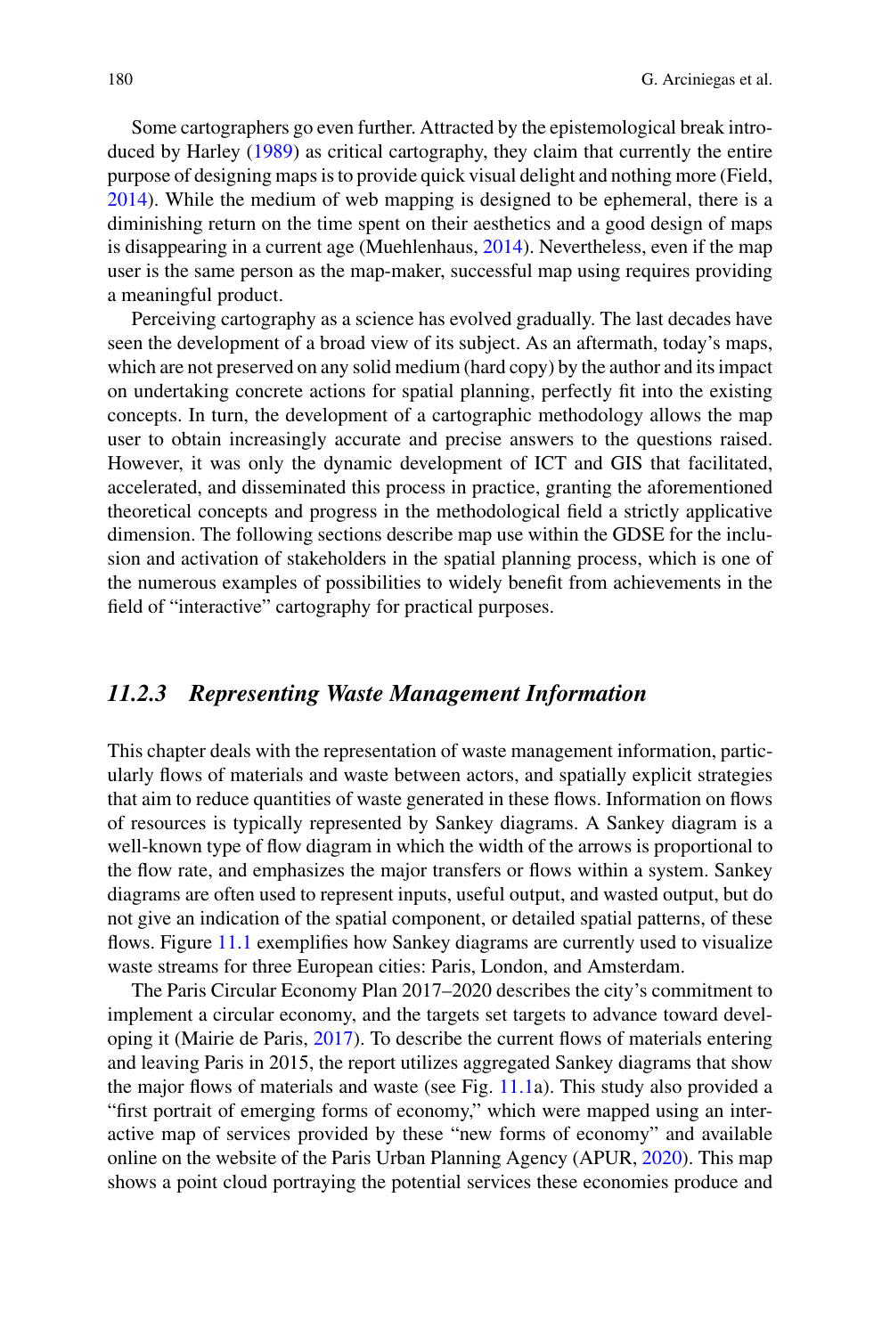Some cartographers go even further. Attracted by the epistemological break introduced by Harley (1989) as critical cartography, they claim that currently the entire purpose of designing maps is to provide quick visual delight and nothing more (Field, 2014). While the medium of web mapping is designed to be ephemeral, there is a diminishing return on the time spent on their aesthetics and a good design of maps is disappearing in a current age (Muehlenhaus, 2014). Nevertheless, even if the map user is the same person as the map-maker, successful map using requires providing a meaningful product.

Perceiving cartography as a science has evolved gradually. The last decades have seen the development of a broad view of its subject. As an aftermath, today's maps, which are not preserved on any solid medium (hard copy) by the author and its impact on undertaking concrete actions for spatial planning, perfectly fit into the existing concepts. In turn, the development of a cartographic methodology allows the map user to obtain increasingly accurate and precise answers to the questions raised. However, it was only the dynamic development of ICT and GIS that facilitated, accelerated, and disseminated this process in practice, granting the aforementioned theoretical concepts and progress in the methodological field a strictly applicative dimension. The following sections describe map use within the GDSE for the inclusion and activation of stakeholders in the spatial planning process, which is one of the numerous examples of possibilities to widely benefit from achievements in the field of "interactive" cartography for practical purposes.

### *11.2.3 Representing Waste Management Information*

This chapter deals with the representation of waste management information, particularly flows of materials and waste between actors, and spatially explicit strategies that aim to reduce quantities of waste generated in these flows. Information on flows of resources is typically represented by Sankey diagrams. A Sankey diagram is a well-known type of flow diagram in which the width of the arrows is proportional to the flow rate, and emphasizes the major transfers or flows within a system. Sankey diagrams are often used to represent inputs, useful output, and wasted output, but do not give an indication of the spatial component, or detailed spatial patterns, of these flows. Figure 11.1 exemplifies how Sankey diagrams are currently used to visualize waste streams for three European cities: Paris, London, and Amsterdam.

The Paris Circular Economy Plan 2017–2020 describes the city's commitment to implement a circular economy, and the targets set targets to advance toward developing it (Mairie de Paris, 2017). To describe the current flows of materials entering and leaving Paris in 2015, the report utilizes aggregated Sankey diagrams that show the major flows of materials and waste (see Fig. 11.1a). This study also provided a "first portrait of emerging forms of economy," which were mapped using an interactive map of services provided by these "new forms of economy" and available online on the website of the Paris Urban Planning Agency (APUR, 2020). This map shows a point cloud portraying the potential services these economies produce and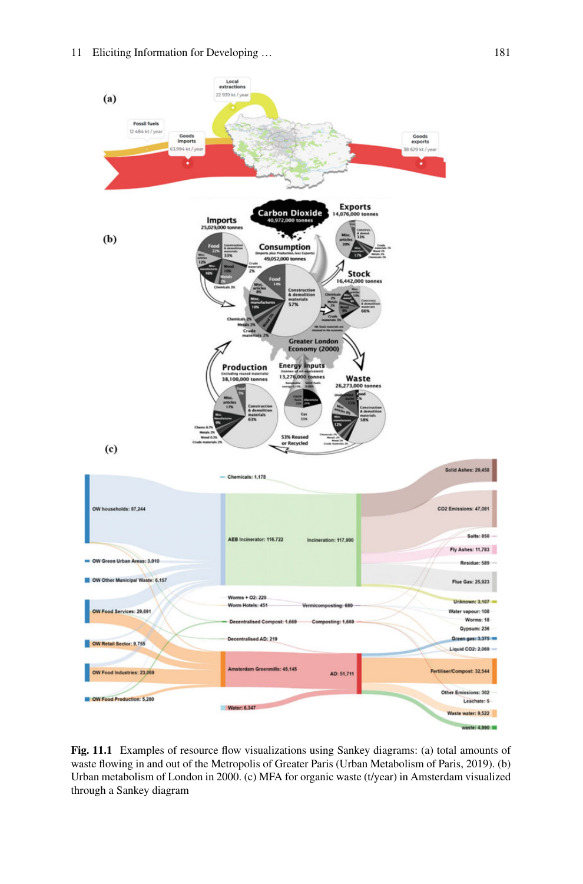Fig. 11.1 Examples of resource flow visualizations using Sankey diagrams: (a) total amounts of waste flowing in and out of the Metropolis of Greater Paris (Urban Metabolism of Paris, 2019). (b) Urban metabolism of London in 2000. (c) MFA for organic waste (t/year) in Amsterdam visualized through a Sankey diagram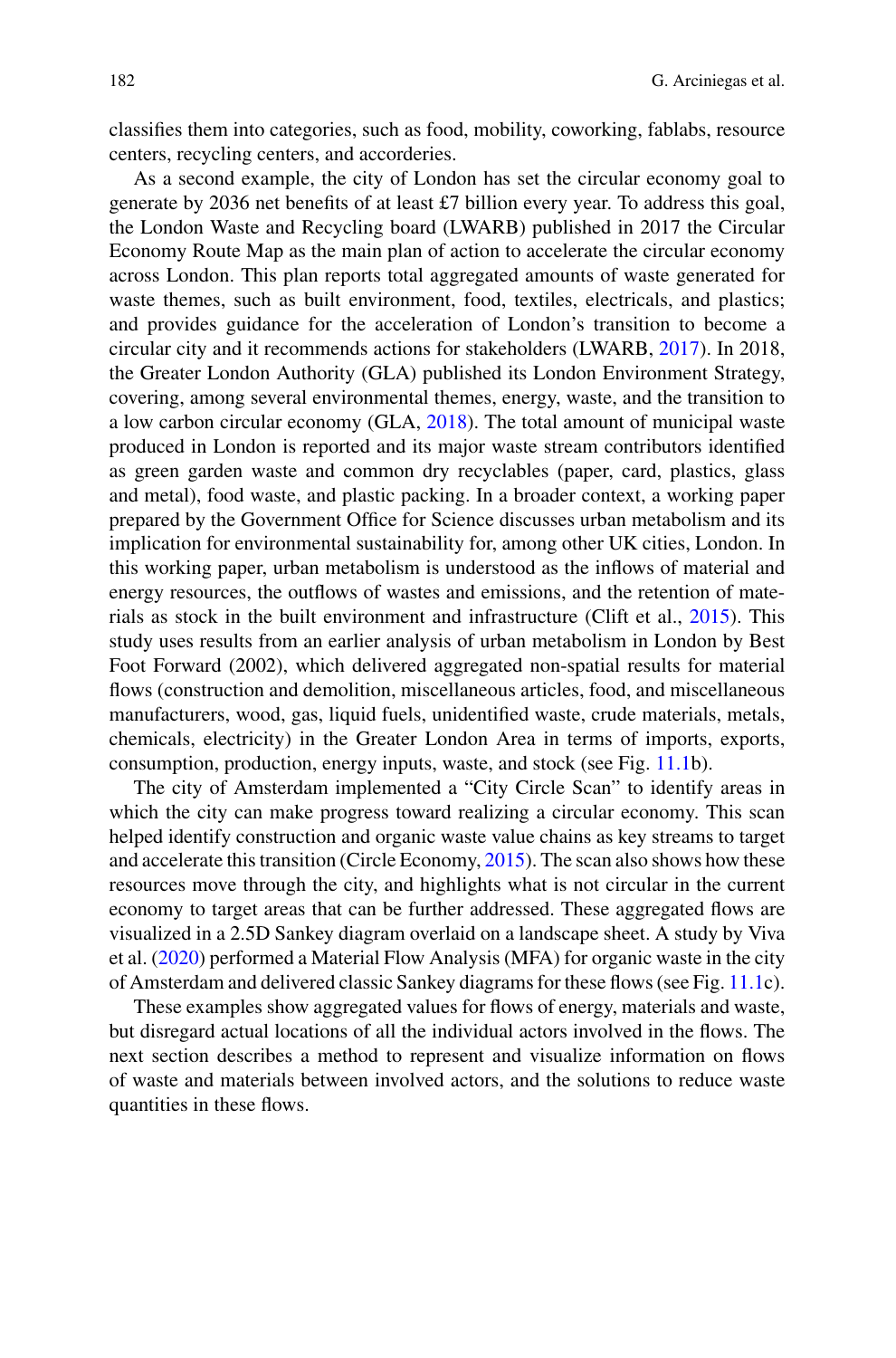classifies them into categories, such as food, mobility, coworking, fablabs, resource centers, recycling centers, and accorderies.

As a second example, the city of London has set the circular economy goal to generate by 2036 net benefits of at least £7 billion every year. To address this goal, the London Waste and Recycling board (LWARB) published in 2017 the Circular Economy Route Map as the main plan of action to accelerate the circular economy across London. This plan reports total aggregated amounts of waste generated for waste themes, such as built environment, food, textiles, electricals, and plastics; and provides guidance for the acceleration of London's transition to become a circular city and it recommends actions for stakeholders (LWARB, 2017). In 2018, the Greater London Authority (GLA) published its London Environment Strategy, covering, among several environmental themes, energy, waste, and the transition to a low carbon circular economy (GLA, 2018). The total amount of municipal waste produced in London is reported and its major waste stream contributors identified as green garden waste and common dry recyclables (paper, card, plastics, glass and metal), food waste, and plastic packing. In a broader context, a working paper prepared by the Government Office for Science discusses urban metabolism and its implication for environmental sustainability for, among other UK cities, London. In this working paper, urban metabolism is understood as the inflows of material and energy resources, the outflows of wastes and emissions, and the retention of materials as stock in the built environment and infrastructure (Clift et al., 2015). This study uses results from an earlier analysis of urban metabolism in London by Best Foot Forward (2002), which delivered aggregated non-spatial results for material flows (construction and demolition, miscellaneous articles, food, and miscellaneous manufacturers, wood, gas, liquid fuels, unidentified waste, crude materials, metals, chemicals, electricity) in the Greater London Area in terms of imports, exports, consumption, production, energy inputs, waste, and stock (see Fig. 11.1b).

The city of Amsterdam implemented a "City Circle Scan" to identify areas in which the city can make progress toward realizing a circular economy. This scan helped identify construction and organic waste value chains as key streams to target and accelerate this transition (Circle Economy, 2015). The scan also shows how these resources move through the city, and highlights what is not circular in the current economy to target areas that can be further addressed. These aggregated flows are visualized in a 2.5D Sankey diagram overlaid on a landscape sheet. A study by Viva et al. (2020) performed a Material Flow Analysis (MFA) for organic waste in the city of Amsterdam and delivered classic Sankey diagrams for these flows (see Fig. 11.1c).

These examples show aggregated values for flows of energy, materials and waste, but disregard actual locations of all the individual actors involved in the flows. The next section describes a method to represent and visualize information on flows of waste and materials between involved actors, and the solutions to reduce waste quantities in these flows.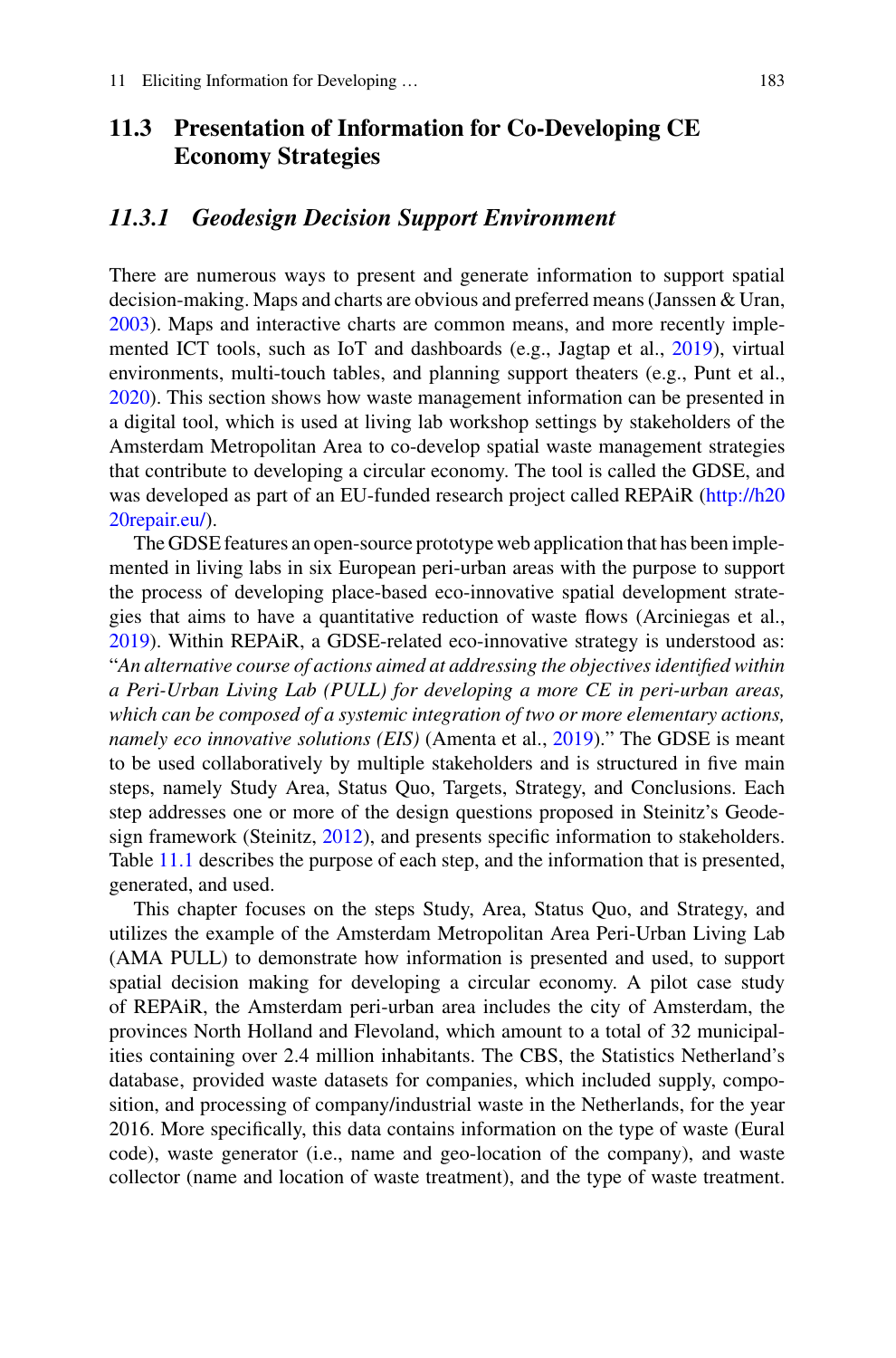## 11.3 Presentation of Information for Co-Developing CE Economy Strategies

### *11.3.1 Geodesign Decision Support Environment*

There are numerous ways to present and generate information to support spatial decision-making. Maps and charts are obvious and preferred means (Janssen & Uran, 2003). Maps and interactive charts are common means, and more recently implemented ICT tools, such as IoT and dashboards (e.g., Jagtap et al., 2019), virtual environments, multi-touch tables, and planning support theaters (e.g., Punt et al., 2020). This section shows how waste management information can be presented in a digital tool, which is used at living lab workshop settings by stakeholders of the Amsterdam Metropolitan Area to co-develop spatial waste management strategies that contribute to developing a circular economy. The tool is called the GDSE, and was developed as part of an EU-funded research project called REPAiR (http://h2020repair.eu/).

The GDSE features an open-source prototype web application that has been implemented in living labs in six European peri-urban areas with the purpose to support the process of developing place-based eco-innovative spatial development strategies that aims to have a quantitative reduction of waste flows (Arciniegas et al., 2019). Within REPAiR, a GDSE-related eco-innovative strategy is understood as: "*An alternative course of actions aimed at addressing the objectives identified within a Peri-Urban Living Lab (PULL) for developing a more CE in peri-urban areas, which can be composed of a systemic integration of two or more elementary actions, namely eco innovative solutions (EIS)* (Amenta et al., 2019)." The GDSE is meant to be used collaboratively by multiple stakeholders and is structured in five main steps, namely Study Area, Status Quo, Targets, Strategy, and Conclusions. Each step addresses one or more of the design questions proposed in Steinitz's Geodesign framework (Steinitz, 2012), and presents specific information to stakeholders. Table 11.1 describes the purpose of each step, and the information that is presented, generated, and used.

This chapter focuses on the steps Study, Area, Status Quo, and Strategy, and utilizes the example of the Amsterdam Metropolitan Area Peri-Urban Living Lab (AMA PULL) to demonstrate how information is presented and used, to support spatial decision making for developing a circular economy. A pilot case study of REPAiR, the Amsterdam peri-urban area includes the city of Amsterdam, the provinces North Holland and Flevoland, which amount to a total of 32 municipalities containing over 2.4 million inhabitants. The CBS, the Statistics Netherland's database, provided waste datasets for companies, which included supply, composition, and processing of company/industrial waste in the Netherlands, for the year 2016. More specifically, this data contains information on the type of waste (Eural code), waste generator (i.e., name and geo-location of the company), and waste collector (name and location of waste treatment), and the type of waste treatment.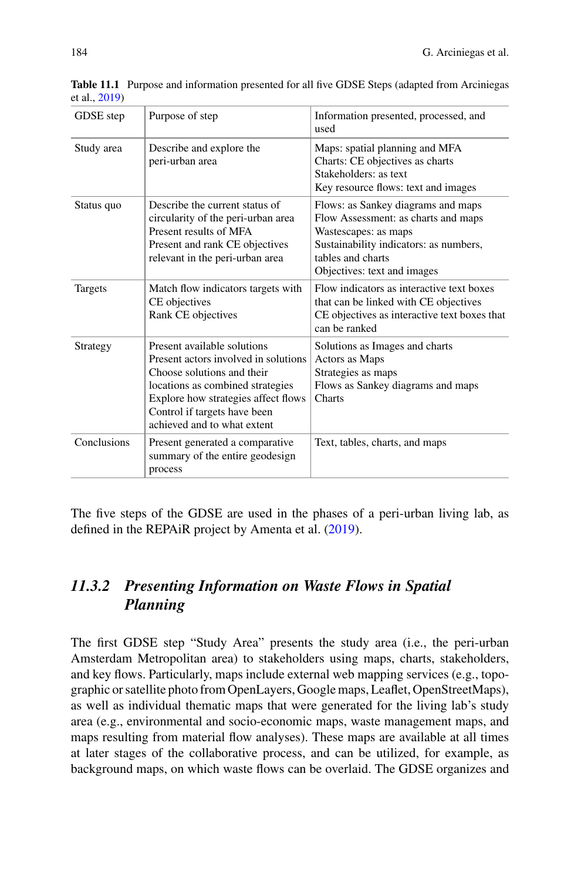**Table 11.1** Purpose and information presented for all five GDSE Steps (adapted from Arciniegas et al., 2019)

| GDSE step | Purpose of step | Information presented, processed, and used |
|---|---|---|
| Study area | Describe and explore the peri-urban area | Maps: spatial planning and MFA<br>Charts: CE objectives as charts<br>Stakeholders: as text<br>Key resource flows: text and images |
| Status quo | Describe the current status of circularity of the peri-urban area<br>Present results of MFA<br>Present and rank CE objectives relevant in the peri-urban area | Flows: as Sankey diagrams and maps<br>Flow Assessment: as charts and maps<br>Wastescapes: as maps<br>Sustainability indicators: as numbers, tables and charts<br>Objectives: text and images |
| Targets | Match flow indicators targets with CE objectives<br>Rank CE objectives | Flow indicators as interactive text boxes that can be linked with CE objectives<br>CE objectives as interactive text boxes that can be ranked |
| Strategy | Present available solutions<br>Present actors involved in solutions<br>Choose solutions and their locations as combined strategies<br>Explore how strategies affect flows<br>Control if targets have been achieved and to what extent | Solutions as Images and charts<br>Actors as Maps<br>Strategies as maps<br>Flows as Sankey diagrams and maps<br>Charts |
| Conclusions | Present generated a comparative summary of the entire geodesign process | Text, tables, charts, and maps |

The five steps of the GDSE are used in the phases of a peri-urban living lab, as defined in the REPAiR project by Amenta et al. (2019).

### *11.3.2 Presenting Information on Waste Flows in Spatial Planning*

The first GDSE step "Study Area" presents the study area (i.e., the peri-urban Amsterdam Metropolitan area) to stakeholders using maps, charts, stakeholders, and key flows. Particularly, maps include external web mapping services (e.g., topographic or satellite photo from OpenLayers, Google maps, Leaflet, OpenStreetMaps), as well as individual thematic maps that were generated for the living lab's study area (e.g., environmental and socio-economic maps, waste management maps, and maps resulting from material flow analyses). These maps are available at all times at later stages of the collaborative process, and can be utilized, for example, as background maps, on which waste flows can be overlaid. The GDSE organizes and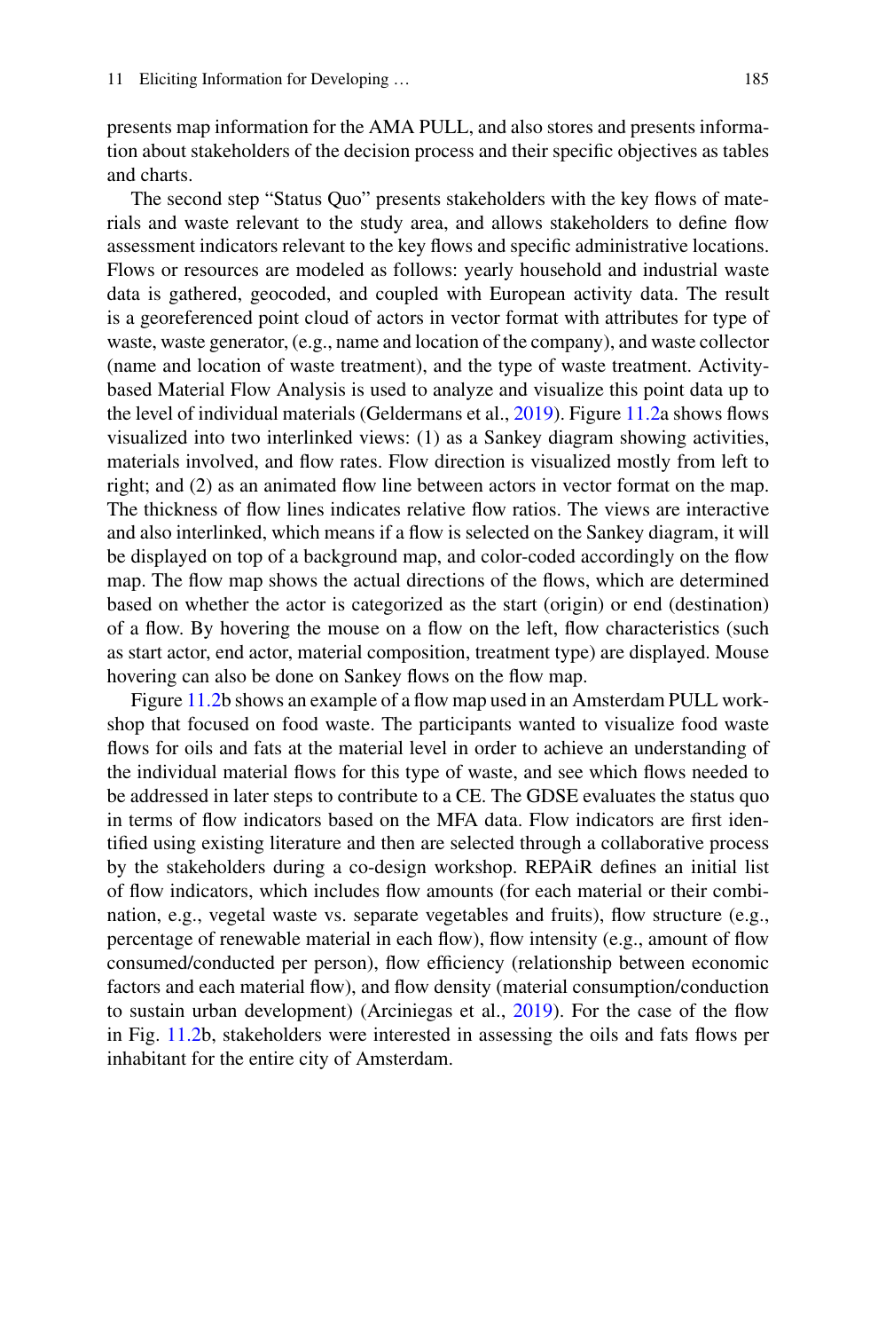presents map information for the AMA PULL, and also stores and presents information about stakeholders of the decision process and their specific objectives as tables and charts.

The second step "Status Quo" presents stakeholders with the key flows of materials and waste relevant to the study area, and allows stakeholders to define flow assessment indicators relevant to the key flows and specific administrative locations. Flows or resources are modeled as follows: yearly household and industrial waste data is gathered, geocoded, and coupled with European activity data. The result is a georeferenced point cloud of actors in vector format with attributes for type of waste, waste generator, (e.g., name and location of the company), and waste collector (name and location of waste treatment), and the type of waste treatment. Activity-based Material Flow Analysis is used to analyze and visualize this point data up to the level of individual materials (Geldermans et al., 2019). Figure 11.2a shows flows visualized into two interlinked views: (1) as a Sankey diagram showing activities, materials involved, and flow rates. Flow direction is visualized mostly from left to right; and (2) as an animated flow line between actors in vector format on the map. The thickness of flow lines indicates relative flow ratios. The views are interactive and also interlinked, which means if a flow is selected on the Sankey diagram, it will be displayed on top of a background map, and color-coded accordingly on the flow map. The flow map shows the actual directions of the flows, which are determined based on whether the actor is categorized as the start (origin) or end (destination) of a flow. By hovering the mouse on a flow on the left, flow characteristics (such as start actor, end actor, material composition, treatment type) are displayed. Mouse hovering can also be done on Sankey flows on the flow map.

Figure 11.2b shows an example of a flow map used in an Amsterdam PULL workshop that focused on food waste. The participants wanted to visualize food waste flows for oils and fats at the material level in order to achieve an understanding of the individual material flows for this type of waste, and see which flows needed to be addressed in later steps to contribute to a CE. The GDSE evaluates the status quo in terms of flow indicators based on the MFA data. Flow indicators are first identified using existing literature and then are selected through a collaborative process by the stakeholders during a co-design workshop. REPAiR defines an initial list of flow indicators, which includes flow amounts (for each material or their combination, e.g., vegetal waste vs. separate vegetables and fruits), flow structure (e.g., percentage of renewable material in each flow), flow intensity (e.g., amount of flow consumed/conducted per person), flow efficiency (relationship between economic factors and each material flow), and flow density (material consumption/conduction to sustain urban development) (Arciniegas et al., 2019). For the case of the flow in Fig. 11.2b, stakeholders were interested in assessing the oils and fats flows per inhabitant for the entire city of Amsterdam.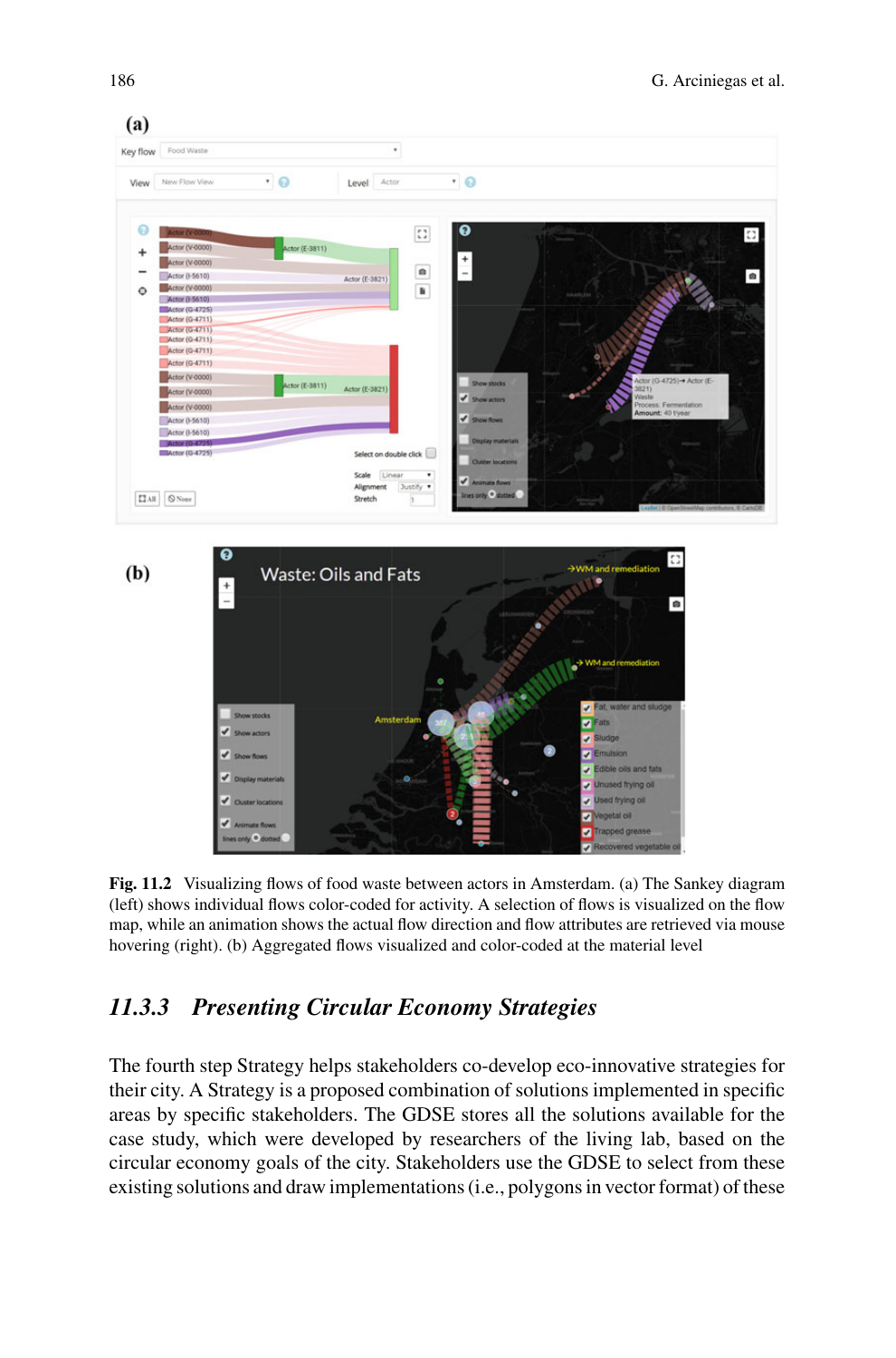(a)

(b)

**Fig. 11.2** Visualizing flows of food waste between actors in Amsterdam. (a) The Sankey diagram (left) shows individual flows color-coded for activity. A selection of flows is visualized on the flow map, while an animation shows the actual flow direction and flow attributes are retrieved via mouse hovering (right). (b) Aggregated flows visualized and color-coded at the material level

## 11.3.3 Presenting Circular Economy Strategies

The fourth step Strategy helps stakeholders co-develop eco-innovative strategies for their city. A Strategy is a proposed combination of solutions implemented in specific areas by specific stakeholders. The GDSE stores all the solutions available for the case study, which were developed by researchers of the living lab, based on the circular economy goals of the city. Stakeholders use the GDSE to select from these existing solutions and draw implementations (i.e., polygons in vector format) of these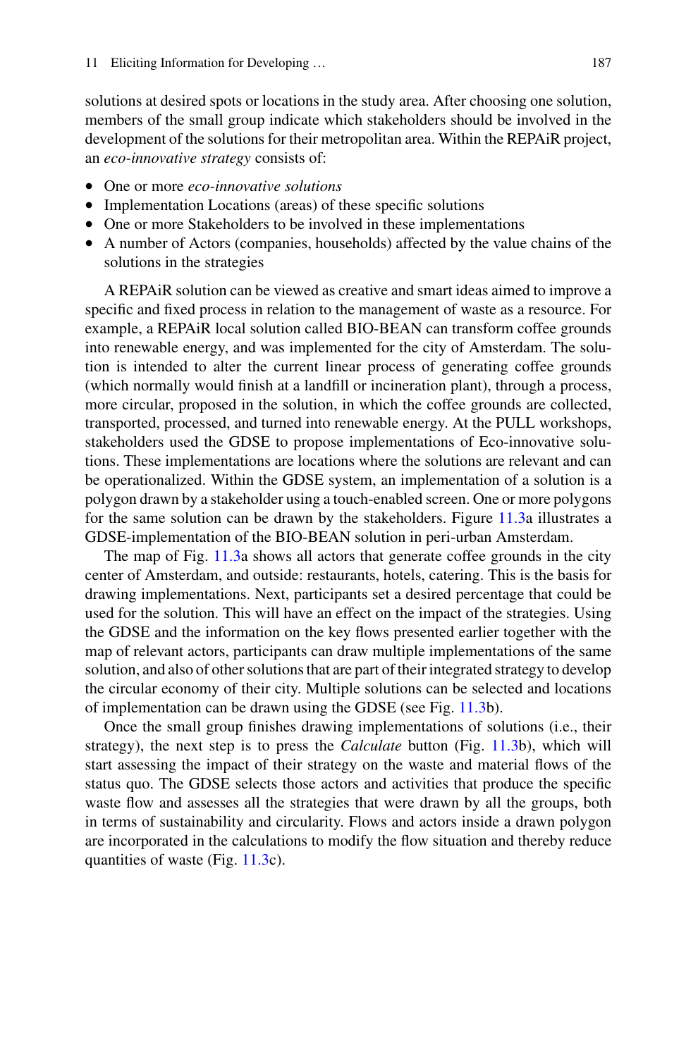solutions at desired spots or locations in the study area. After choosing one solution, members of the small group indicate which stakeholders should be involved in the development of the solutions for their metropolitan area. Within the REPAiR project, an *eco-innovative strategy* consists of:

- One or more *eco-innovative solutions*
- Implementation Locations (areas) of these specific solutions
- One or more Stakeholders to be involved in these implementations
- A number of Actors (companies, households) affected by the value chains of the solutions in the strategies

A REPAiR solution can be viewed as creative and smart ideas aimed to improve a specific and fixed process in relation to the management of waste as a resource. For example, a REPAiR local solution called BIO-BEAN can transform coffee grounds into renewable energy, and was implemented for the city of Amsterdam. The solution is intended to alter the current linear process of generating coffee grounds (which normally would finish at a landfill or incineration plant), through a process, more circular, proposed in the solution, in which the coffee grounds are collected, transported, processed, and turned into renewable energy. At the PULL workshops, stakeholders used the GDSE to propose implementations of Eco-innovative solutions. These implementations are locations where the solutions are relevant and can be operationalized. Within the GDSE system, an implementation of a solution is a polygon drawn by a stakeholder using a touch-enabled screen. One or more polygons for the same solution can be drawn by the stakeholders. Figure 11.3a illustrates a GDSE-implementation of the BIO-BEAN solution in peri-urban Amsterdam.

The map of Fig. 11.3a shows all actors that generate coffee grounds in the city center of Amsterdam, and outside: restaurants, hotels, catering. This is the basis for drawing implementations. Next, participants set a desired percentage that could be used for the solution. This will have an effect on the impact of the strategies. Using the GDSE and the information on the key flows presented earlier together with the map of relevant actors, participants can draw multiple implementations of the same solution, and also of other solutions that are part of their integrated strategy to develop the circular economy of their city. Multiple solutions can be selected and locations of implementation can be drawn using the GDSE (see Fig. 11.3b).

Once the small group finishes drawing implementations of solutions (i.e., their strategy), the next step is to press the *Calculate* button (Fig. 11.3b), which will start assessing the impact of their strategy on the waste and material flows of the status quo. The GDSE selects those actors and activities that produce the specific waste flow and assesses all the strategies that were drawn by all the groups, both in terms of sustainability and circularity. Flows and actors inside a drawn polygon are incorporated in the calculations to modify the flow situation and thereby reduce quantities of waste (Fig. 11.3c).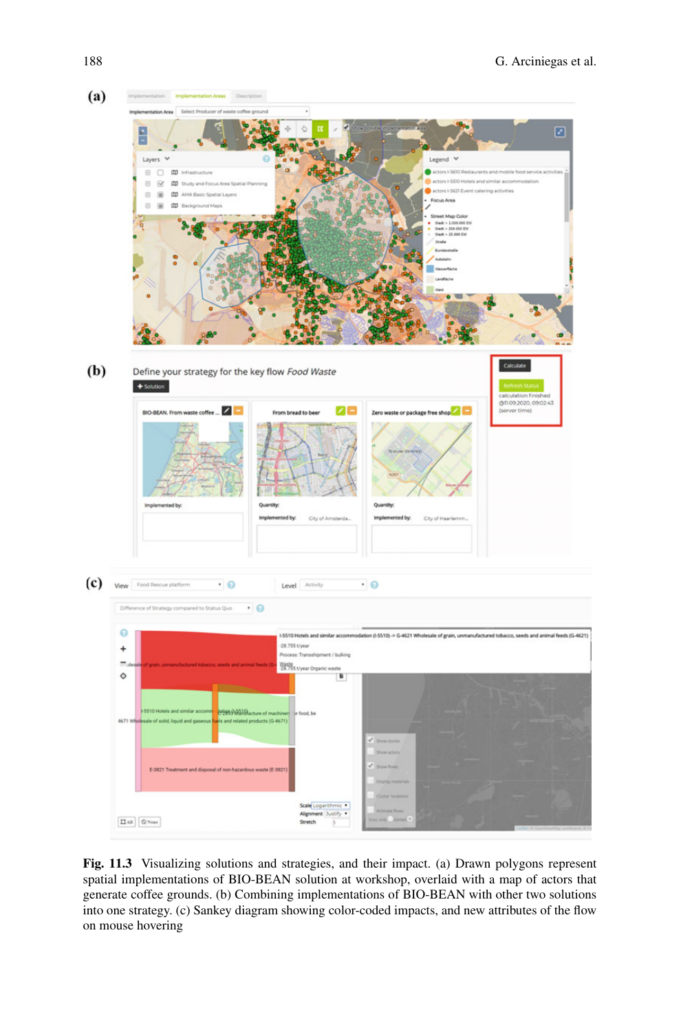**Fig. 11.3** Visualizing solutions and strategies, and their impact. (a) Drawn polygons represent spatial implementations of BIO-BEAN solution at workshop, overlaid with a map of actors that generate coffee grounds. (b) Combining implementations of BIO-BEAN with other two solutions into one strategy. (c) Sankey diagram showing color-coded impacts, and new attributes of the flow on mouse hovering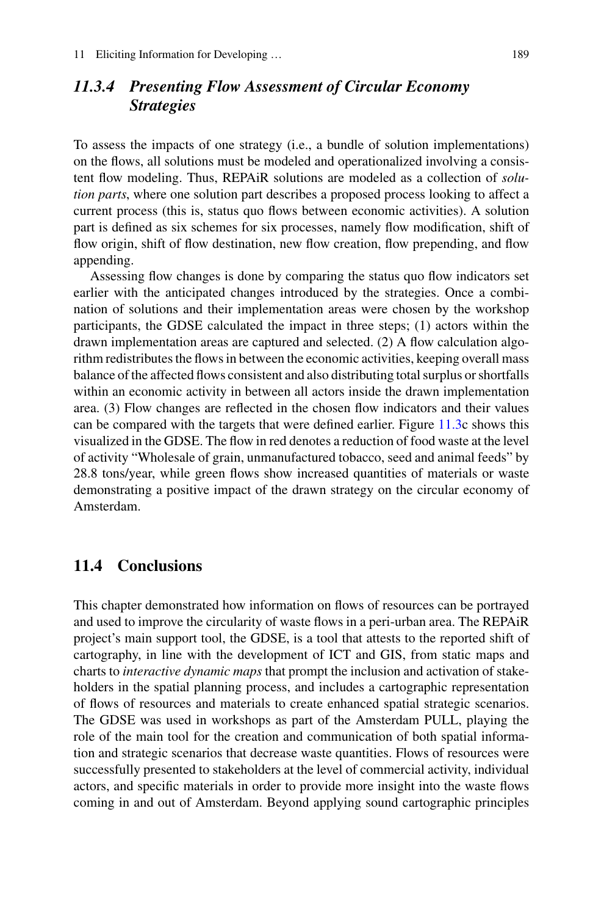### 11.3.4 *Presenting Flow Assessment of Circular Economy Strategies*

To assess the impacts of one strategy (i.e., a bundle of solution implementations) on the flows, all solutions must be modeled and operationalized involving a consistent flow modeling. Thus, REPAiR solutions are modeled as a collection of *solution parts*, where one solution part describes a proposed process looking to affect a current process (this is, status quo flows between economic activities). A solution part is defined as six schemes for six processes, namely flow modification, shift of flow origin, shift of flow destination, new flow creation, flow prepending, and flow appending.

Assessing flow changes is done by comparing the status quo flow indicators set earlier with the anticipated changes introduced by the strategies. Once a combination of solutions and their implementation areas were chosen by the workshop participants, the GDSE calculated the impact in three steps; (1) actors within the drawn implementation areas are captured and selected. (2) A flow calculation algorithm redistributes the flows in between the economic activities, keeping overall mass balance of the affected flows consistent and also distributing total surplus or shortfalls within an economic activity in between all actors inside the drawn implementation area. (3) Flow changes are reflected in the chosen flow indicators and their values can be compared with the targets that were defined earlier. Figure 11.3c shows this visualized in the GDSE. The flow in red denotes a reduction of food waste at the level of activity "Wholesale of grain, unmanufactured tobacco, seed and animal feeds" by 28.8 tons/year, while green flows show increased quantities of materials or waste demonstrating a positive impact of the drawn strategy on the circular economy of Amsterdam.

## 11.4 Conclusions

This chapter demonstrated how information on flows of resources can be portrayed and used to improve the circularity of waste flows in a peri-urban area. The REPAiR project's main support tool, the GDSE, is a tool that attests to the reported shift of cartography, in line with the development of ICT and GIS, from static maps and charts to *interactive dynamic maps* that prompt the inclusion and activation of stakeholders in the spatial planning process, and includes a cartographic representation of flows of resources and materials to create enhanced spatial strategic scenarios. The GDSE was used in workshops as part of the Amsterdam PULL, playing the role of the main tool for the creation and communication of both spatial information and strategic scenarios that decrease waste quantities. Flows of resources were successfully presented to stakeholders at the level of commercial activity, individual actors, and specific materials in order to provide more insight into the waste flows coming in and out of Amsterdam. Beyond applying sound cartographic principles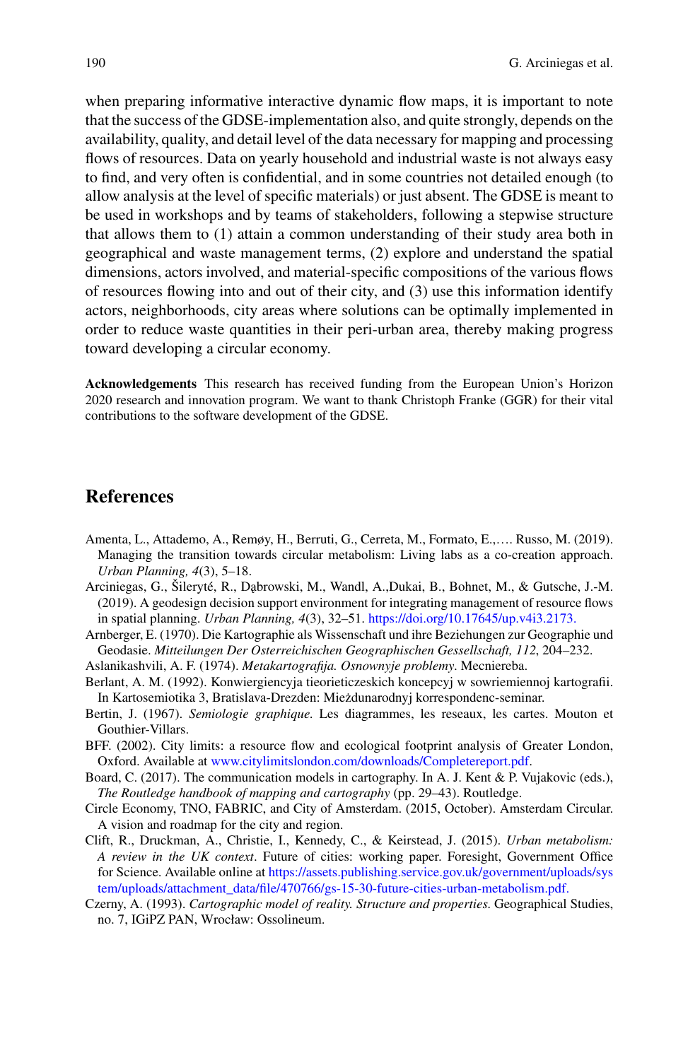when preparing informative interactive dynamic flow maps, it is important to note that the success of the GDSE-implementation also, and quite strongly, depends on the availability, quality, and detail level of the data necessary for mapping and processing flows of resources. Data on yearly household and industrial waste is not always easy to find, and very often is confidential, and in some countries not detailed enough (to allow analysis at the level of specific materials) or just absent. The GDSE is meant to be used in workshops and by teams of stakeholders, following a stepwise structure that allows them to (1) attain a common understanding of their study area both in geographical and waste management terms, (2) explore and understand the spatial dimensions, actors involved, and material-specific compositions of the various flows of resources flowing into and out of their city, and (3) use this information identify actors, neighborhoods, city areas where solutions can be optimally implemented in order to reduce waste quantities in their peri-urban area, thereby making progress toward developing a circular economy.

**Acknowledgements** This research has received funding from the European Union's Horizon 2020 research and innovation program. We want to thank Christoph Franke (GGR) for their vital contributions to the software development of the GDSE.

## References

Amenta, L., Attademo, A., Remøy, H., Berruti, G., Cerreta, M., Formato, E.,…. Russo, M. (2019). Managing the transition towards circular metabolism: Living labs as a co-creation approach. *Urban Planning, 4*(3), 5–18.

Arciniegas, G., Šilerytė, R., Dąbrowski, M., Wandl, A.,Dukai, B., Bohnet, M., & Gutsche, J.-M. (2019). A geodesign decision support environment for integrating management of resource flows in spatial planning. *Urban Planning, 4*(3), 32–51. https://doi.org/10.17645/up.v4i3.2173.

Arnberger, E. (1970). Die Kartographie als Wissenschaft und ihre Beziehungen zur Geographie und Geodasie. *Mitteilungen Der Osterreichischen Geographischen Gessellschaft, 112*, 204–232.

Aslanikashvili, A. F. (1974). *Metakartografija. Osnownyje problemy*. Mecniereba.

Berlant, A. M. (1992). Konwiergienciyja tieorieticzeskich koncepcyj w sowriemiennoj kartografii. In Kartosemiotika 3, Bratislava-Drezden: Międzunarodnyj korrespondenc-seminar.

Bertin, J. (1967). *Semiologie graphique.* Les diagrammes, les reseaux, les cartes. Mouton et Gouthier-Villars.

BFF. (2002). City limits: a resource flow and ecological footprint analysis of Greater London, Oxford. Available at www.citylimitslondon.com/downloads/Completereport.pdf.

Board, C. (2017). The communication models in cartography. In A. J. Kent & P. Vujakovic (eds.), *The Routledge handbook of mapping and cartography* (pp. 29–43). Routledge.

Circle Economy, TNO, FABRIC, and City of Amsterdam. (2015, October). Amsterdam Circular. A vision and roadmap for the city and region.

Clift, R., Druckman, A., Christie, I., Kennedy, C., & Keirstead, J. (2015). *Urban metabolism: A review in the UK context*. Future of cities: working paper. Foresight, Government Office for Science. Available online at https://assets.publishing.service.gov.uk/government/uploads/system/uploads/attachment_data/file/470766/gs-15-30-future-cities-urban-metabolism.pdf.

Czerny, A. (1993). *Cartographic model of reality. Structure and properties.* Geographical Studies, no. 7, IGiPZ PAN, Wrocław: Ossolineum.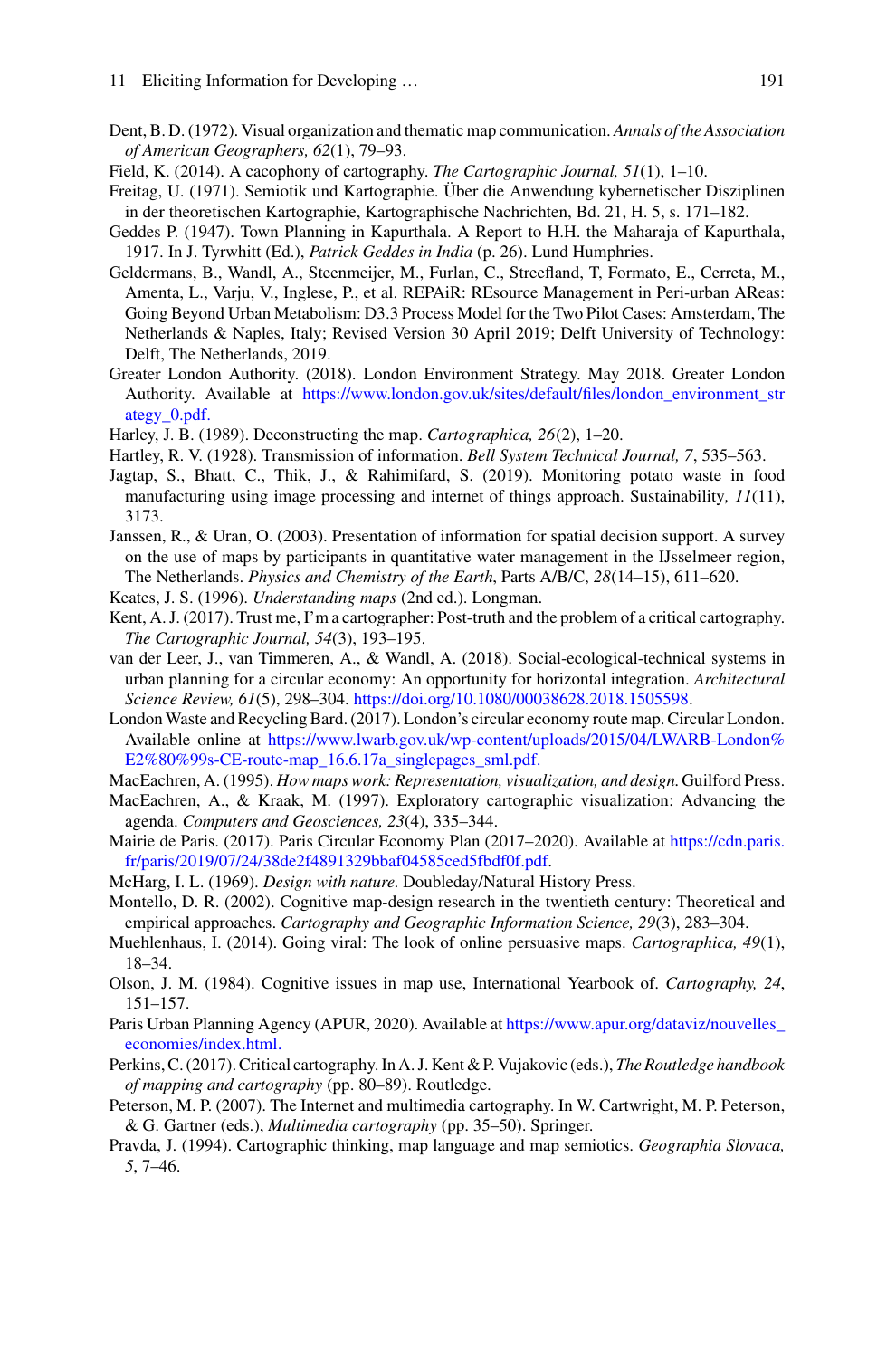Dent, B. D. (1972). Visual organization and thematic map communication. *Annals of the Association of American Geographers, 62*(1), 79–93.

Field, K. (2014). A cacophony of cartography. *The Cartographic Journal, 51*(1), 1–10.

Freitag, U. (1971). Semiotik und Kartographie. Über die Anwendung kybernetischer Disziplinen in der theoretischen Kartographie, Kartographische Nachrichten, Bd. 21, H. 5, s. 171–182.

Geddes P. (1947). Town Planning in Kapurthala. A Report to H.H. the Maharaja of Kapurthala, 1917. In J. Tyrwhitt (Ed.), *Patrick Geddes in India* (p. 26). Lund Humphries.

Geldermans, B., Wandl, A., Steenmeijer, M., Furlan, C., Streefland, T, Formato, E., Cerreta, M., Amenta, L., Varju, V., Inglese, P., et al. REPAiR: REsource Management in Peri-urban AReas: Going Beyond Urban Metabolism: D3.3 Process Model for the Two Pilot Cases: Amsterdam, The Netherlands & Naples, Italy; Revised Version 30 April 2019; Delft University of Technology: Delft, The Netherlands, 2019.

Greater London Authority. (2018). London Environment Strategy. May 2018. Greater London Authority. Available at https://www.london.gov.uk/sites/default/files/london_environment_strategy_0.pdf.

Harley, J. B. (1989). Deconstructing the map. *Cartographica, 26*(2), 1–20.

Hartley, R. V. (1928). Transmission of information. *Bell System Technical Journal, 7*, 535–563.

Jagtap, S., Bhatt, C., Thik, J., & Rahimifard, S. (2019). Monitoring potato waste in food manufacturing using image processing and internet of things approach. Sustainability*, 11*(11), 3173.

Janssen, R., & Uran, O. (2003). Presentation of information for spatial decision support. A survey on the use of maps by participants in quantitative water management in the IJsselmeer region, The Netherlands. *Physics and Chemistry of the Earth*, Parts A/B/C, *28*(14–15), 611–620.

Keates, J. S. (1996). *Understanding maps* (2nd ed.). Longman.

Kent, A. J. (2017). Trust me, I'm a cartographer: Post-truth and the problem of a critical cartography. *The Cartographic Journal, 54*(3), 193–195.

van der Leer, J., van Timmeren, A., & Wandl, A. (2018). Social-ecological-technical systems in urban planning for a circular economy: An opportunity for horizontal integration. *Architectural Science Review, 61*(5), 298–304. https://doi.org/10.1080/00038628.2018.1505598.

London Waste and Recycling Bard. (2017). London's circular economy route map. Circular London. Available online at https://www.lwarb.gov.uk/wp-content/uploads/2015/04/LWARB-London%E2%80%99s-CE-route-map_16.6.17a_singlepages_sml.pdf.

MacEachren, A. (1995). *How maps work: Representation, visualization, and design.* Guilford Press.

MacEachren, A., & Kraak, M. (1997). Exploratory cartographic visualization: Advancing the agenda. *Computers and Geosciences, 23*(4), 335–344.

Mairie de Paris. (2017). Paris Circular Economy Plan (2017–2020). Available at https://cdn.paris.fr/paris/2019/07/24/38de2f4891329bbaf04585ced5fbdf0f.pdf.

McHarg, I. L. (1969). *Design with nature.* Doubleday/Natural History Press.

Montello, D. R. (2002). Cognitive map-design research in the twentieth century: Theoretical and empirical approaches. *Cartography and Geographic Information Science, 29*(3), 283–304.

Muehlenhaus, I. (2014). Going viral: The look of online persuasive maps. *Cartographica, 49*(1), 18–34.

Olson, J. M. (1984). Cognitive issues in map use, International Yearbook of. *Cartography, 24*, 151–157.

Paris Urban Planning Agency (APUR, 2020). Available at https://www.apur.org/dataviz/nouvelles_economies/index.html.

Perkins, C. (2017). Critical cartography. In A. J. Kent & P. Vujakovic (eds.), *The Routledge handbook of mapping and cartography* (pp. 80–89). Routledge.

Peterson, M. P. (2007). The Internet and multimedia cartography. In W. Cartwright, M. P. Peterson, & G. Gartner (eds.), *Multimedia cartography* (pp. 35–50). Springer.

Pravda, J. (1994). Cartographic thinking, map language and map semiotics. *Geographia Slovaca, 5*, 7–46.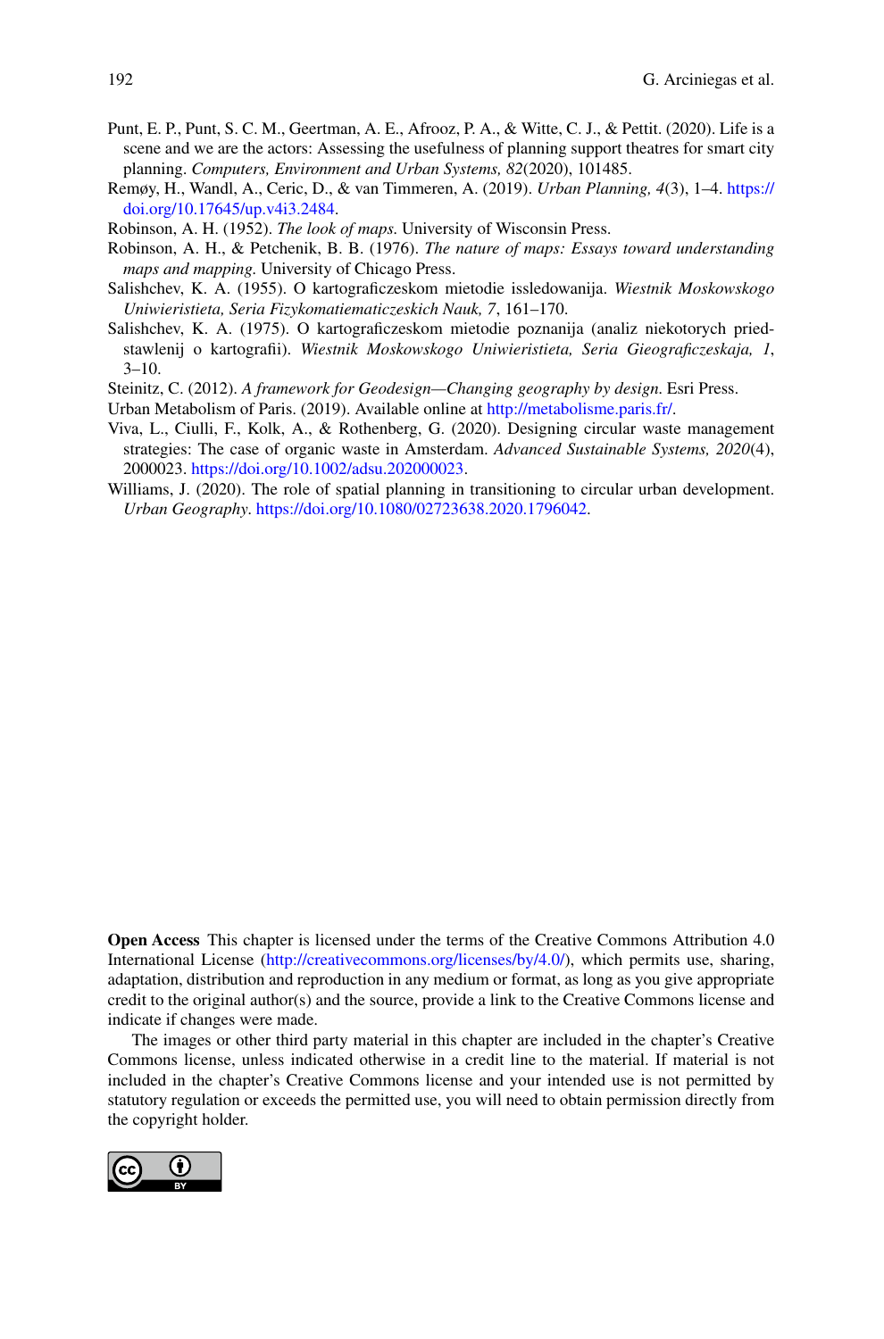Punt, E. P., Punt, S. C. M., Geertman, A. E., Afrooz, P. A., & Witte, C. J., & Pettit. (2020). Life is a scene and we are the actors: Assessing the usefulness of planning support theatres for smart city planning. *Computers, Environment and Urban Systems, 82*(2020), 101485.

Remøy, H., Wandl, A., Ceric, D., & van Timmeren, A. (2019). *Urban Planning, 4*(3), 1–4. https://doi.org/10.17645/up.v4i3.2484.

Robinson, A. H. (1952). *The look of maps*. University of Wisconsin Press.

Robinson, A. H., & Petchenik, B. B. (1976). *The nature of maps: Essays toward understanding maps and mapping*. University of Chicago Press.

Salishchev, K. A. (1955). O kartograficzeskom mietodie issledowanija. *Wiestnik Moskowskogo Uniwieristieta, Seria Fizykomatiematiczeskich Nauk, 7*, 161–170.

Salishchev, K. A. (1975). O kartograficzeskom mietodie poznanija (analiz niekotorych priedstawlenij o kartografii). *Wiestnik Moskowskogo Uniwieristieta, Seria Gieograficzeskaja, 1*, 3–10.

Steinitz, C. (2012). *A framework for Geodesign—Changing geography by design*. Esri Press.

Urban Metabolism of Paris. (2019). Available online at http://metabolisme.paris.fr/.

Viva, L., Ciulli, F., Kolk, A., & Rothenberg, G. (2020). Designing circular waste management strategies: The case of organic waste in Amsterdam. *Advanced Sustainable Systems, 2020*(4), 2000023. https://doi.org/10.1002/adsu.202000023.

Williams, J. (2020). The role of spatial planning in transitioning to circular urban development. *Urban Geography*. https://doi.org/10.1080/02723638.2020.1796042.

**Open Access** This chapter is licensed under the terms of the Creative Commons Attribution 4.0 International License (http://creativecommons.org/licenses/by/4.0/), which permits use, sharing, adaptation, distribution and reproduction in any medium or format, as long as you give appropriate credit to the original author(s) and the source, provide a link to the Creative Commons license and indicate if changes were made.

The images or other third party material in this chapter are included in the chapter's Creative Commons license, unless indicated otherwise in a credit line to the material. If material is not included in the chapter's Creative Commons license and your intended use is not permitted by statutory regulation or exceeds the permitted use, you will need to obtain permission directly from the copyright holder.